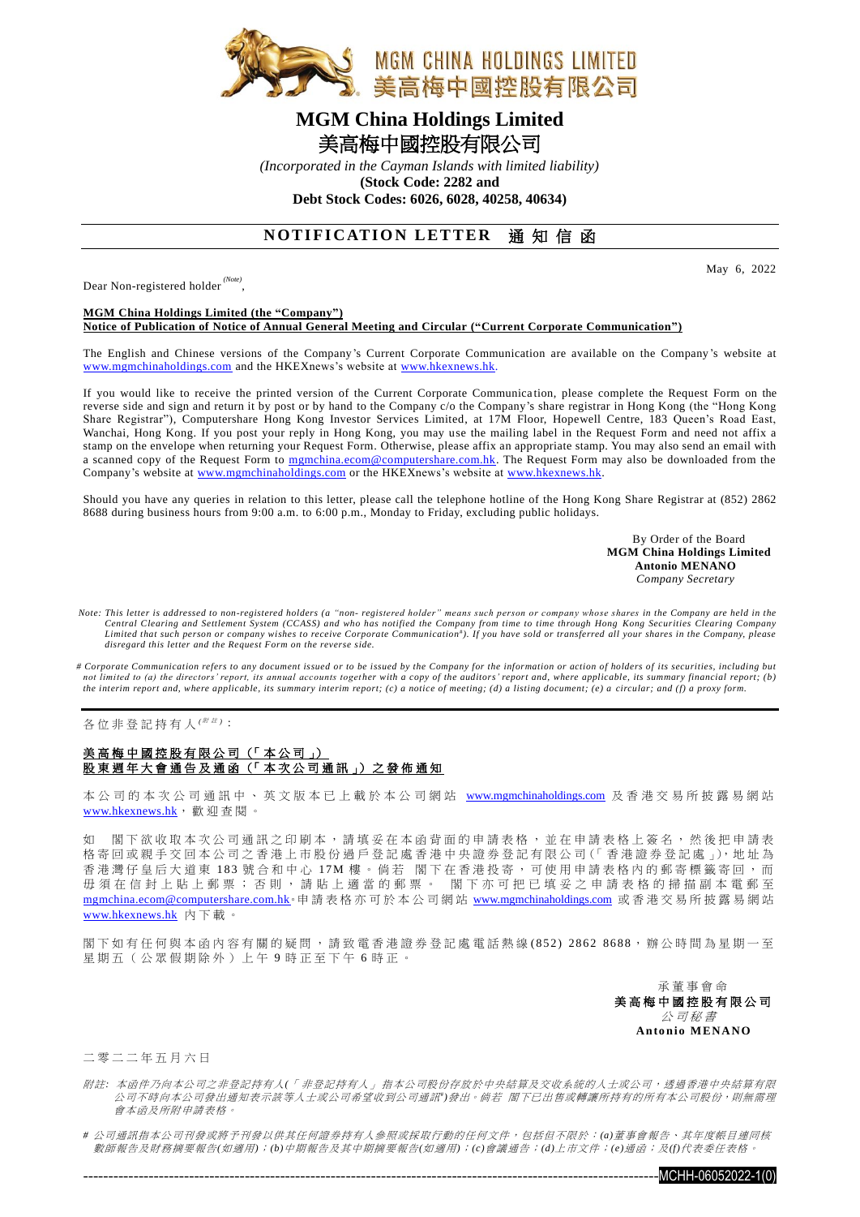MGM CHINA HOLDINGS LIMITED
美高梅中國控股有限公司

# MGM China Holdings Limited
# 美高梅中國控股有限公司

*(Incorporated in the Cayman Islands with limited liability)*
**(Stock Code: 2282 and**
**Debt Stock Codes: 6026, 6028, 40258, 40634)**

## NOTIFICATION LETTER 通知信函

May 6, 2022

Dear Non-registered holder [(Note)],

**MGM China Holdings Limited (the "Company")**
**Notice of Publication of Notice of Annual General Meeting and Circular ("Current Corporate Communication")**

The English and Chinese versions of the Company's Current Corporate Communication are available on the Company's website at www.mgmchinaholdings.com and the HKEXnews's website at www.hkexnews.hk.

If you would like to receive the printed version of the Current Corporate Communication, please complete the Request Form on the reverse side and sign and return it by post or by hand to the Company c/o the Company's share registrar in Hong Kong (the "Hong Kong Share Registrar"), Computershare Hong Kong Investor Services Limited, at 17M Floor, Hopewell Centre, 183 Queen's Road East, Wanchai, Hong Kong. If you post your reply in Hong Kong, you may use the mailing label in the Request Form and need not affix a stamp on the envelope when returning your Request Form. Otherwise, please affix an appropriate stamp. You may also send an email with a scanned copy of the Request Form to mgmchina.ecom@computershare.com.hk. The Request Form may also be downloaded from the Company's website at www.mgmchinaholdings.com or the HKEXnews's website at www.hkexnews.hk.

Should you have any queries in relation to this letter, please call the telephone hotline of the Hong Kong Share Registrar at (852) 2862 8688 during business hours from 9:00 a.m. to 6:00 p.m., Monday to Friday, excluding public holidays.

By Order of the Board
**MGM China Holdings Limited**
**Antonio MENANO**
*Company Secretary*

*Note: This letter is addressed to non-registered holders (a "non- registered holder" means such person or company whose shares in the Company are held in the Central Clearing and Settlement System (CCASS) and who has notified the Company from time to time through Hong Kong Securities Clearing Company Limited that such person or company wishes to receive Corporate Communication#). If you have sold or transferred all your shares in the Company, please disregard this letter and the Request Form on the reverse side.*

*# Corporate Communication refers to any document issued or to be issued by the Company for the information or action of holders of its securities, including but not limited to (a) the directors' report, its annual accounts together with a copy of the auditors' report and, where applicable, its summary financial report; (b) the interim report and, where applicable, its summary interim report; (c) a notice of meeting; (d) a listing document; (e) a circular; and (f) a proxy form.*

---

各位非登記持有人[(附註)]：

**美高梅中國控股有限公司（「本公司」）**
**股東週年大會通告及通函（「本次公司通訊」）之發佈通知**

本公司的本次公司通訊中、英文版本已上載於本公司網站 www.mgmchinaholdings.com 及香港交易所披露易網站 www.hkexnews.hk，歡迎查閱。

如 閣下欲收取本次公司通訊之印刷本，請填妥在本函背面的申請表格，並在申請表格上簽名，然後把申請表格寄回或親手交回本公司之香港上市股份過戶登記處香港中央證券登記有限公司(「香港證券登記處」)，地址為香港灣仔皇后大道東 183 號合和中心 17M 樓。倘若 閣下在香港投寄，可使用申請表格內的郵寄標籤寄回，而毋須在信封上貼上郵票；否則，請貼上適當的郵票。 閣下亦可把已填妥之申請表格的掃描副本電郵至 mgmchina.ecom@computershare.com.hk。申請表格亦可於本公司網站 www.mgmchinaholdings.com 或香港交易所披露易網站 www.hkexnews.hk 內下載。

閣下如有任何與本函內容有關的疑問，請致電香港證券登記處電話熱線(852) 2862 8688，辦公時間為星期一至星期五（公眾假期除外）上午 9 時正至下午 6 時正。

承董事會命
**美高梅中國控股有限公司**
*公司秘書*
**Antonio MENANO**

二零二二年五月六日

*附註: 本函件乃向本公司之非登記持有人(「非登記持有人」指本公司股份存放於中央結算及交收系統的人士或公司，透過香港中央結算有限公司不時向本公司發出通知表示該等人士或公司希望收到公司通訊#)發出。倘若 閣下已出售或轉讓所持有的所有本公司股份，則無需理會本函及所附申請表格。*

*# 公司通訊指本公司刊發或將予刊發以供其任何證券持有人參照或採取行動的任何文件，包括但不限於：(a)董事會報告、其年度帳目連同核數師報告及財務摘要報告(如適用)；(b)中期報告及其中期摘要報告(如適用)；(c)會議通告；(d)上市文件；(e)通函；及(f)代表委任表格。*

MCHH-06052022-1(0)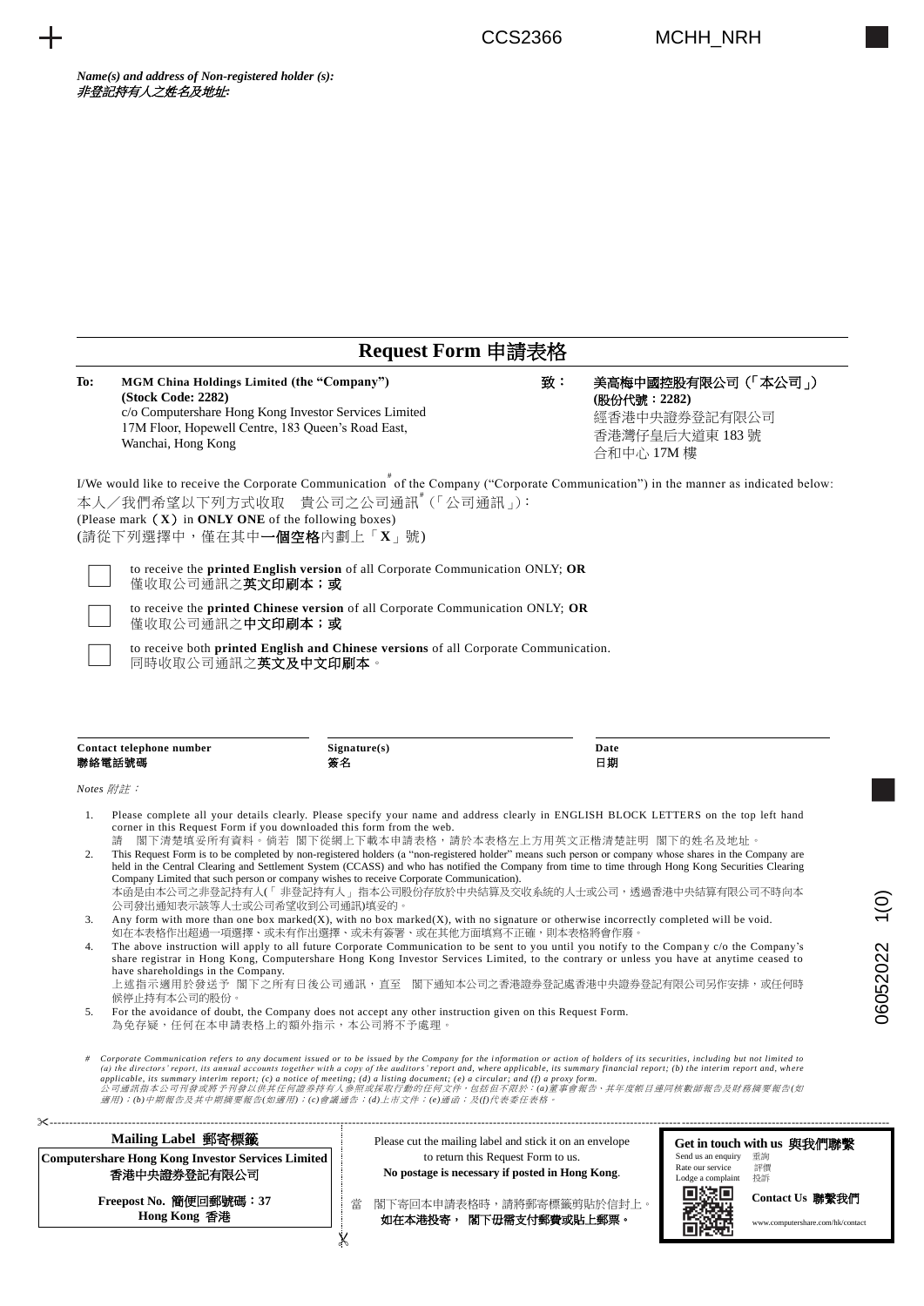CCS2366 MCHH_NRH

***Name(s) and address of Non-registered holder (s):***
***非登記持有人之姓名及地址:***

# Request Form 申請表格

**To:** **MGM China Holdings Limited (the "Company")**
**(Stock Code: 2282)**
c/o Computershare Hong Kong Investor Services Limited
17M Floor, Hopewell Centre, 183 Queen's Road East,
Wanchai, Hong Kong

**致：** **美高梅中國控股有限公司（「本公司」）**
**(股份代號：2282)**
經香港中央證券登記有限公司
香港灣仔皇后大道東 183 號
合和中心 17M 樓

I/We would like to receive the Corporate Communication# of the Company ("Corporate Communication") in the manner as indicated below:
本人／我們希望以下列方式收取 貴公司之公司通訊#（「公司通訊」）：
(Please mark（**X**）in **ONLY ONE** of the following boxes)
(請從下列選擇中，僅在其中**一個空格**內劃上「**X**」號)

☐ to receive the **printed English version** of all Corporate Communication ONLY; **OR**
僅收取公司通訊之**英文印刷本；或**

☐ to receive the **printed Chinese version** of all Corporate Communication ONLY; **OR**
僅收取公司通訊之**中文印刷本；或**

☐ to receive both **printed English and Chinese versions** of all Corporate Communication.
同時收取公司通訊之**英文及中文印刷本**。

| **Contact telephone number 聯絡電話號碼** | **Signature(s) 簽名** | **Date 日期** |
|---|---|---|
| | | |

*Notes 附註：*

1. Please complete all your details clearly. Please specify your name and address clearly in ENGLISH BLOCK LETTERS on the top left hand corner in this Request Form if you downloaded this form from the web.
   請 閣下清楚填妥所有資料。倘若 閣下從網上下載本申請表格，請於本表格左上方用英文正楷清楚註明 閣下的姓名及地址。
2. This Request Form is to be completed by non-registered holders (a "non-registered holder" means such person or company whose shares in the Company are held in the Central Clearing and Settlement System (CCASS) and who has notified the Company from time to time through Hong Kong Securities Clearing Company Limited that such person or company wishes to receive Corporate Communication).
   本函是由本公司之非登記持有人(「非登記持有人」指本公司股份存放於中央結算及交收系統的人士或公司，透過香港中央結算有限公司不時向本公司發出通知表示該等人士或公司希望收到公司通訊)填妥的。
3. Any form with more than one box marked(X), with no box marked(X), with no signature or otherwise incorrectly completed will be void.
   如在本表格作出超過一項選擇、或未有作出選擇、或未有簽署、或在其他方面填寫不正確，則本表格將會作廢。
4. The above instruction will apply to all future Corporate Communication to be sent to you until you notify to the Company c/o the Company's share registrar in Hong Kong, Computershare Hong Kong Investor Services Limited, to the contrary or unless you have at anytime ceased to have shareholdings in the Company.
   上述指示適用於發送予 閣下之所有日後公司通訊，直至 閣下通知本公司之香港證券登記處香港中央證券登記有限公司另作安排，或任何時候停止持有本公司的股份。
5. For the avoidance of doubt, the Company does not accept any other instruction given on this Request Form.
   為免存疑，任何在本申請表格上的額外指示，本公司將不予處理。

\# *Corporate Communication refers to any document issued or to be issued by the Company for the information or action of holders of its securities, including but not limited to (a) the directors' report, its annual accounts together with a copy of the auditors' report and, where applicable, its summary financial report; (b) the interim report and, where applicable, its summary interim report; (c) a notice of meeting; (d) a listing document; (e) a circular; and (f) a proxy form.*
*公司通訊指本公司刊發或將予刊發以供其任何證券持有人參照或採取行動的任何文件，包括但不限於：(a)董事會報告、其年度帳目連同核數師報告及財務摘要報告(如適用)；(b)中期報告及其中期摘要報告(如適用)；(c)會議通告；(d)上市文件；(e)通函；及(f)代表委任表格。*

---

**Mailing Label 郵寄標籤**
**Computershare Hong Kong Investor Services Limited**
**香港中央證券登記有限公司**
**Freepost No. 簡便回郵號碼：37**
**Hong Kong 香港**

Please cut the mailing label and stick it on an envelope to return this Request Form to us.
**No postage is necessary if posted in Hong Kong**.
當 閣下寄回本申請表格時，請將郵寄標籤剪貼於信封上。
**如在本港投寄， 閣下毋需支付郵費或貼上郵票。**

**Get in touch with us 與我們聯繫**
Send us an enquiry 垂詢
Rate our service 評價
Lodge a complaint 投訴
**Contact Us 聯繫我們**
www.computershare.com/hk/contact

06052022 1(0)